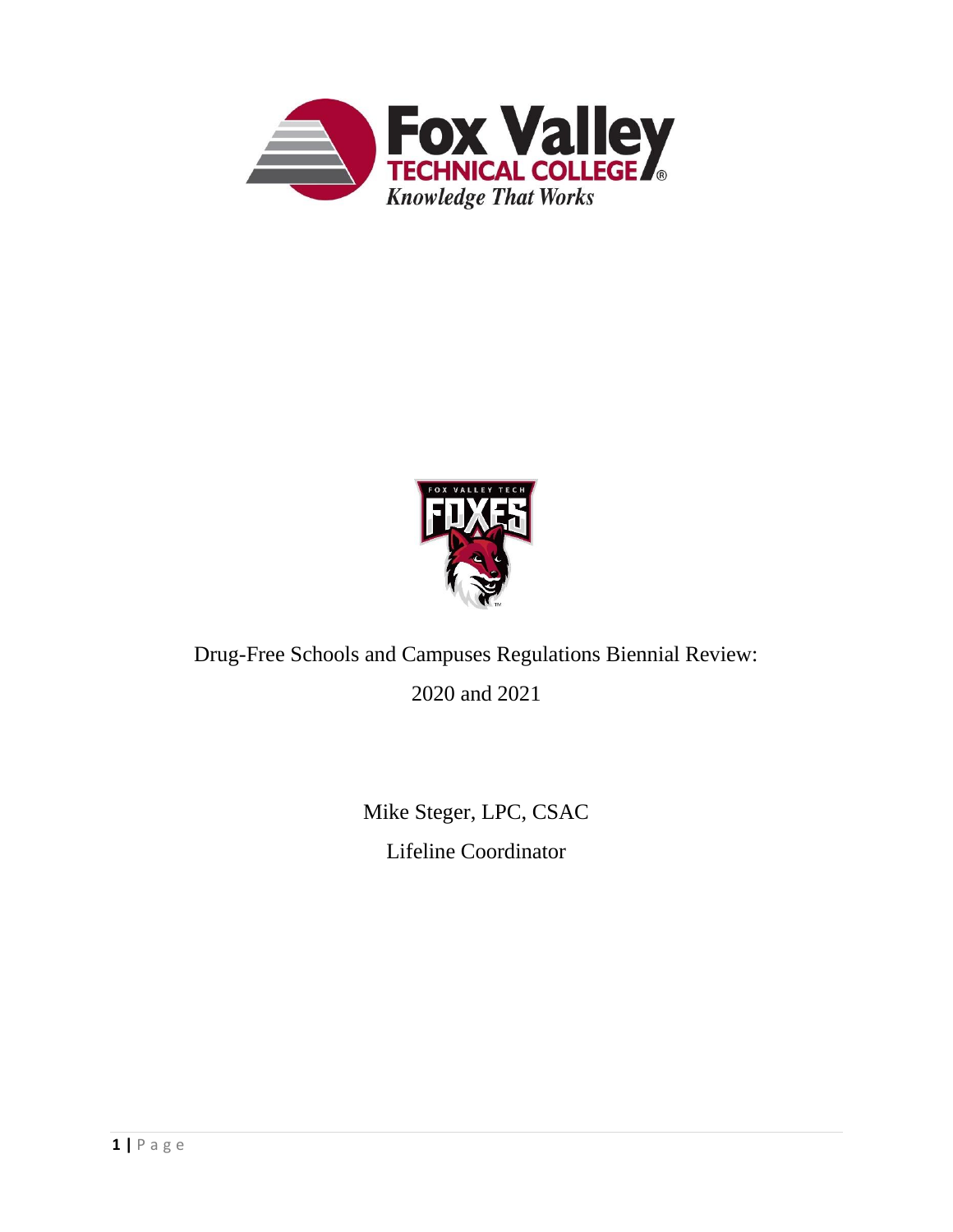Drug-Free Schools and Campuses Regulations Biennial Review:

2020 and 2021

Mike Steger, LPC, CSAC

Lifeline Coordinator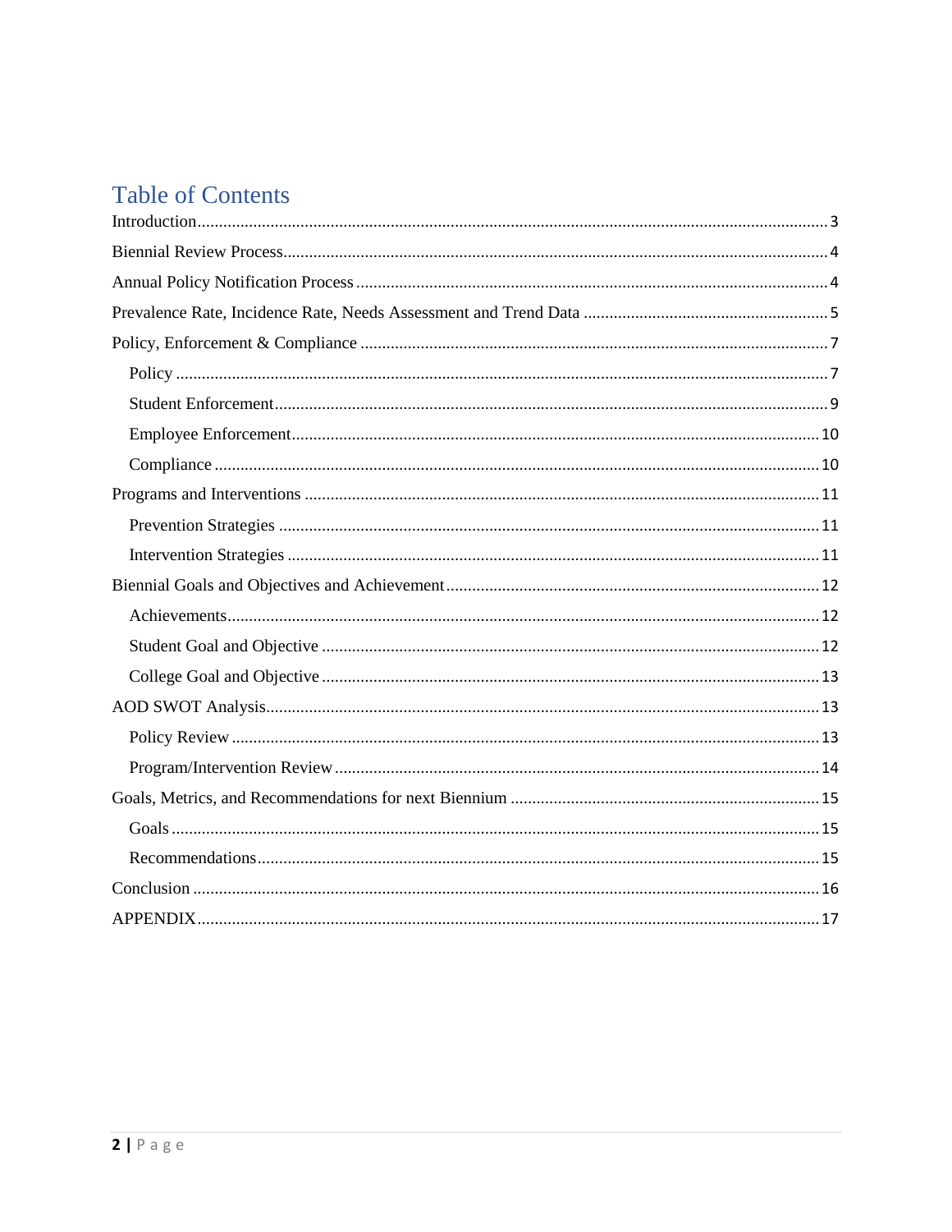# Table of Contents

Introduction ..... 3

Biennial Review Process ..... 4

Annual Policy Notification Process ..... 4

Prevalence Rate, Incidence Rate, Needs Assessment and Trend Data ..... 5

Policy, Enforcement & Compliance ..... 7

- Policy ..... 7
- Student Enforcement ..... 9
- Employee Enforcement ..... 10
- Compliance ..... 10

Programs and Interventions ..... 11

- Prevention Strategies ..... 11
- Intervention Strategies ..... 11

Biennial Goals and Objectives and Achievement ..... 12

- Achievements ..... 12
- Student Goal and Objective ..... 12
- College Goal and Objective ..... 13

AOD SWOT Analysis ..... 13

- Policy Review ..... 13
- Program/Intervention Review ..... 14

Goals, Metrics, and Recommendations for next Biennium ..... 15

- Goals ..... 15
- Recommendations ..... 15

Conclusion ..... 16

APPENDIX ..... 17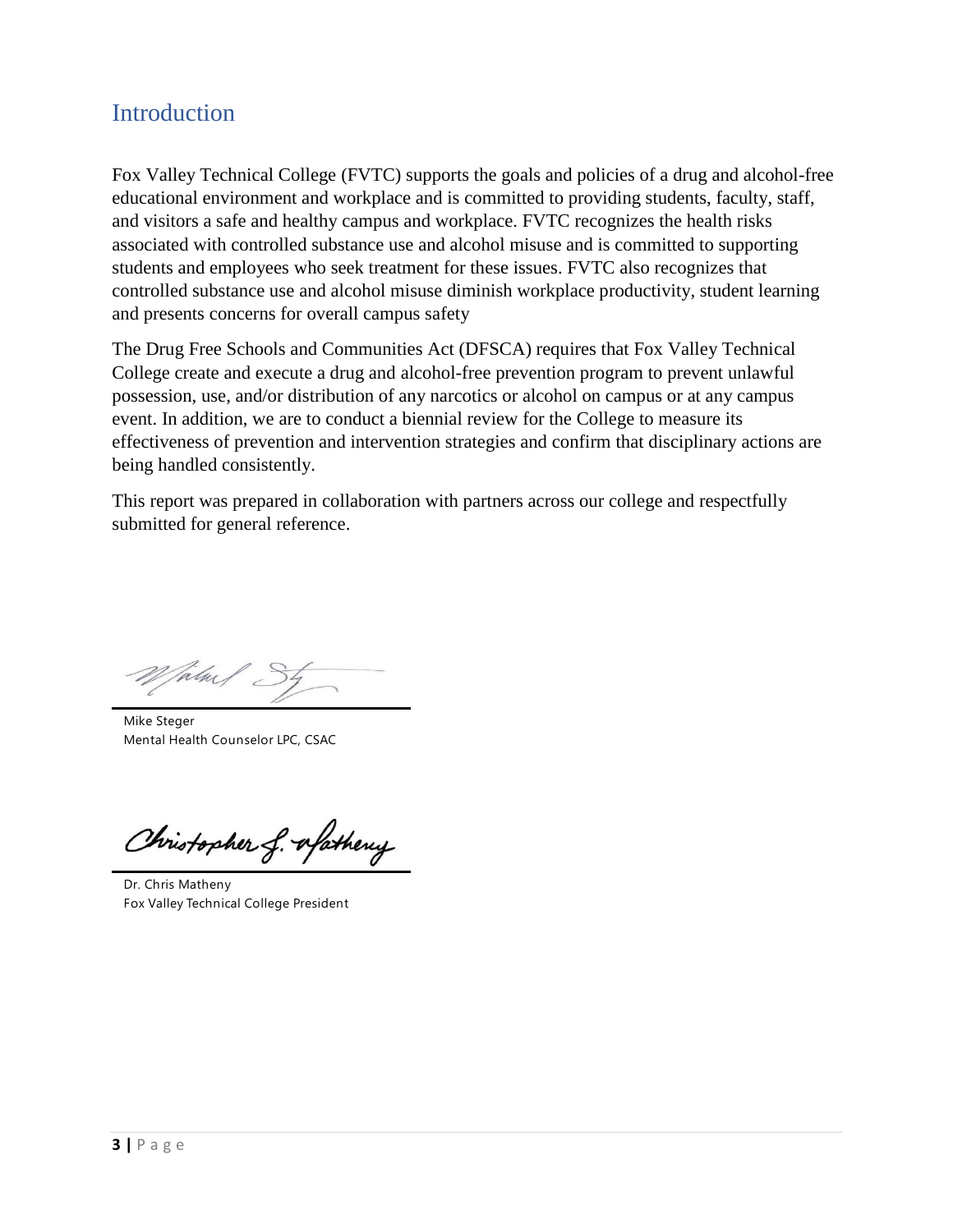## Introduction

Fox Valley Technical College (FVTC) supports the goals and policies of a drug and alcohol-free educational environment and workplace and is committed to providing students, faculty, staff, and visitors a safe and healthy campus and workplace. FVTC recognizes the health risks associated with controlled substance use and alcohol misuse and is committed to supporting students and employees who seek treatment for these issues. FVTC also recognizes that controlled substance use and alcohol misuse diminish workplace productivity, student learning and presents concerns for overall campus safety

The Drug Free Schools and Communities Act (DFSCA) requires that Fox Valley Technical College create and execute a drug and alcohol-free prevention program to prevent unlawful possession, use, and/or distribution of any narcotics or alcohol on campus or at any campus event. In addition, we are to conduct a biennial review for the College to measure its effectiveness of prevention and intervention strategies and confirm that disciplinary actions are being handled consistently.

This report was prepared in collaboration with partners across our college and respectfully submitted for general reference.

Mike Steger
Mental Health Counselor LPC, CSAC

Dr. Chris Matheny
Fox Valley Technical College President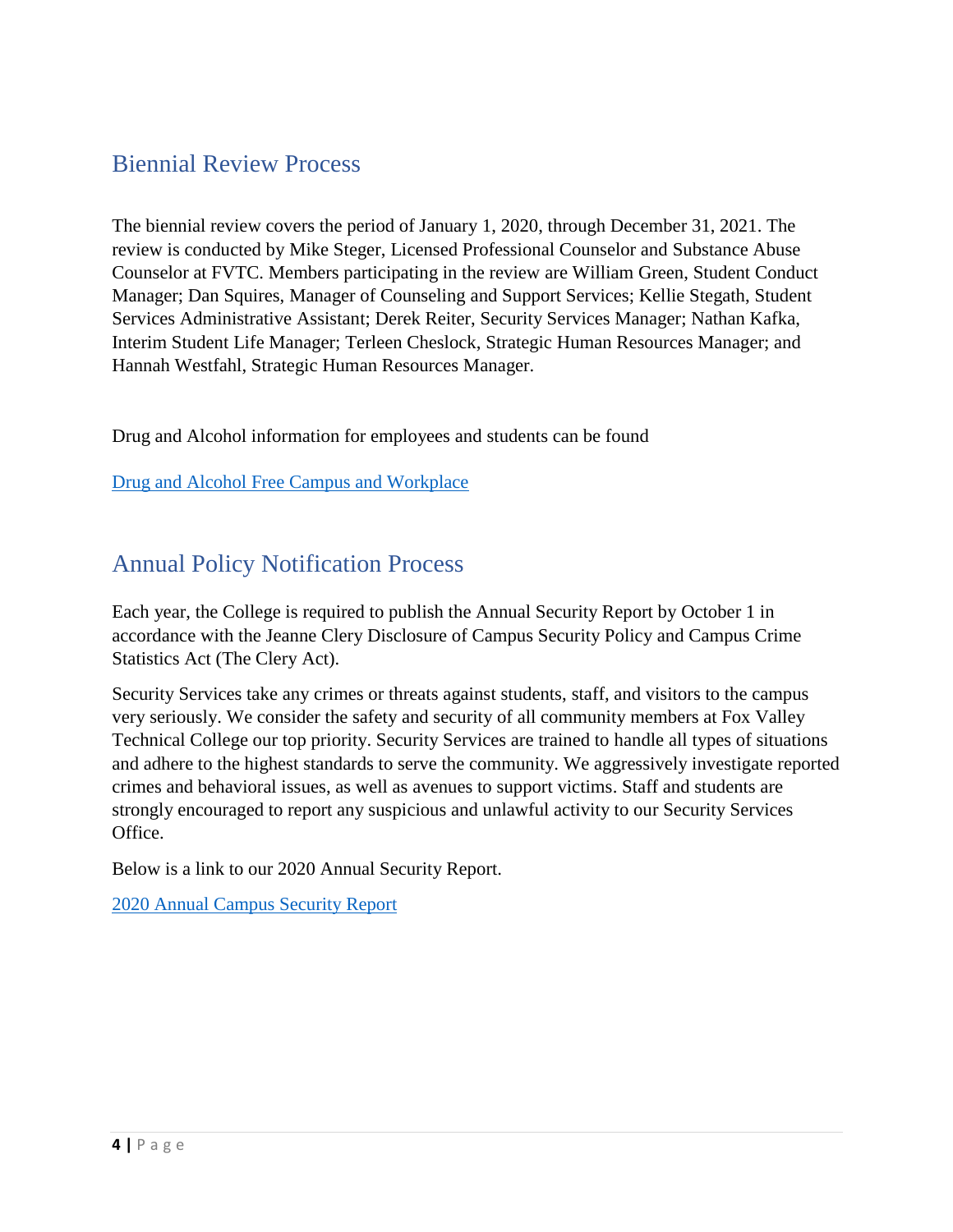## Biennial Review Process

The biennial review covers the period of January 1, 2020, through December 31, 2021. The review is conducted by Mike Steger, Licensed Professional Counselor and Substance Abuse Counselor at FVTC. Members participating in the review are William Green, Student Conduct Manager; Dan Squires, Manager of Counseling and Support Services; Kellie Stegath, Student Services Administrative Assistant; Derek Reiter, Security Services Manager; Nathan Kafka, Interim Student Life Manager; Terleen Cheslock, Strategic Human Resources Manager; and Hannah Westfahl, Strategic Human Resources Manager.

Drug and Alcohol information for employees and students can be found

Drug and Alcohol Free Campus and Workplace

## Annual Policy Notification Process

Each year, the College is required to publish the Annual Security Report by October 1 in accordance with the Jeanne Clery Disclosure of Campus Security Policy and Campus Crime Statistics Act (The Clery Act).

Security Services take any crimes or threats against students, staff, and visitors to the campus very seriously. We consider the safety and security of all community members at Fox Valley Technical College our top priority. Security Services are trained to handle all types of situations and adhere to the highest standards to serve the community. We aggressively investigate reported crimes and behavioral issues, as well as avenues to support victims. Staff and students are strongly encouraged to report any suspicious and unlawful activity to our Security Services Office.

Below is a link to our 2020 Annual Security Report.

2020 Annual Campus Security Report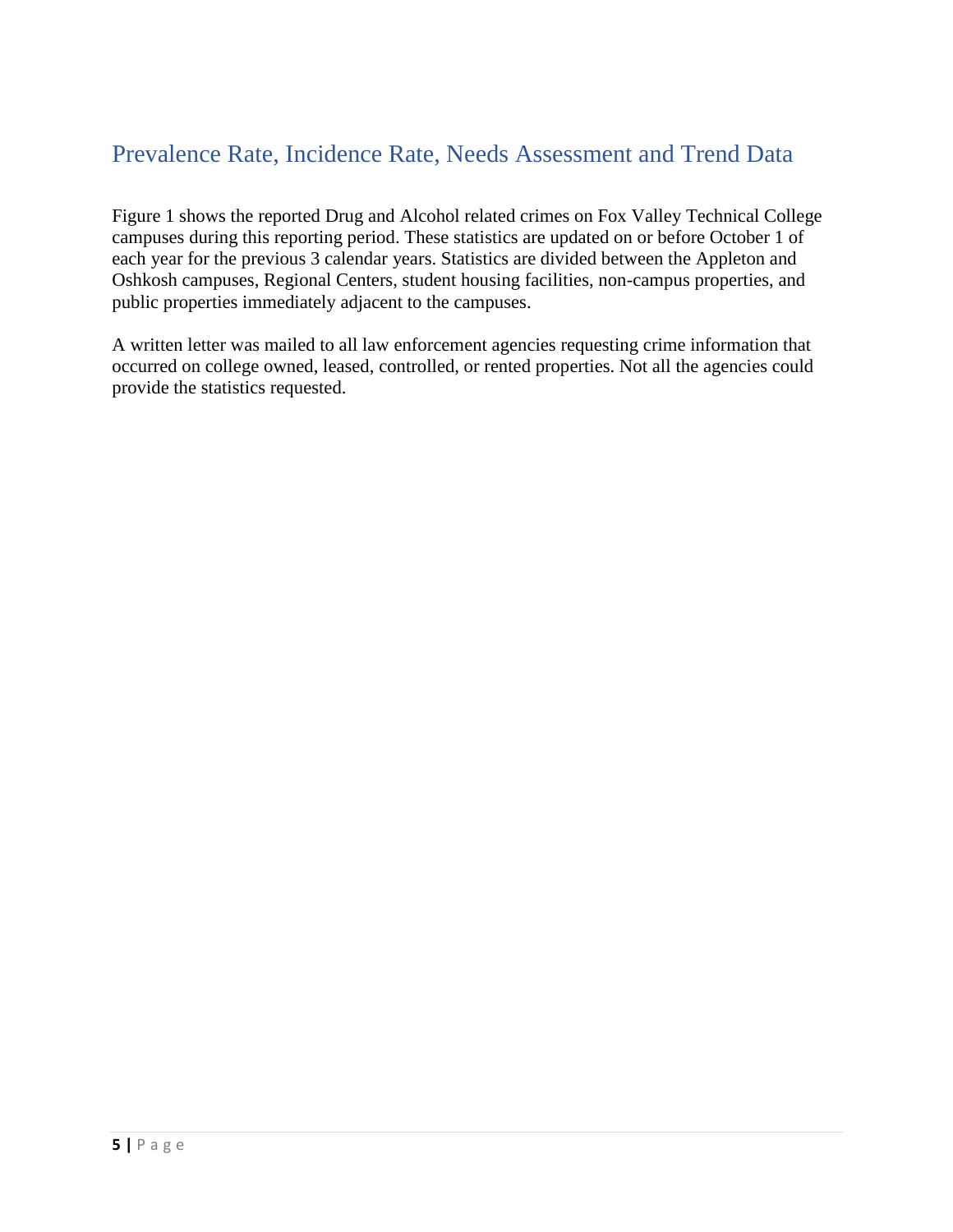## Prevalence Rate, Incidence Rate, Needs Assessment and Trend Data

Figure 1 shows the reported Drug and Alcohol related crimes on Fox Valley Technical College campuses during this reporting period. These statistics are updated on or before October 1 of each year for the previous 3 calendar years. Statistics are divided between the Appleton and Oshkosh campuses, Regional Centers, student housing facilities, non-campus properties, and public properties immediately adjacent to the campuses.

A written letter was mailed to all law enforcement agencies requesting crime information that occurred on college owned, leased, controlled, or rented properties. Not all the agencies could provide the statistics requested.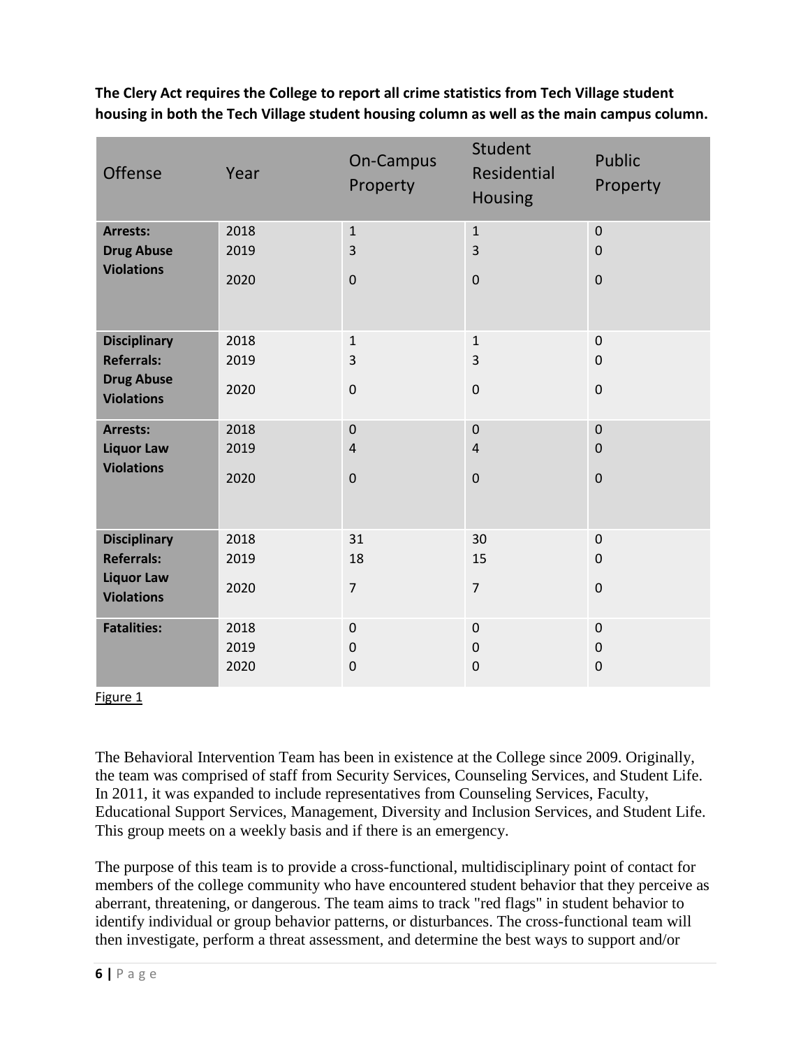**The Clery Act requires the College to report all crime statistics from Tech Village student housing in both the Tech Village student housing column as well as the main campus column.**

| Offense | Year | On-Campus Property | Student Residential Housing | Public Property |
|---|---|---|---|---|
| **Arrests: Drug Abuse Violations** | 2018<br>2019<br>2020 | 1<br>3<br>0 | 1<br>3<br>0 | 0<br>0<br>0 |
| **Disciplinary Referrals: Drug Abuse Violations** | 2018<br>2019<br>2020 | 1<br>3<br>0 | 1<br>3<br>0 | 0<br>0<br>0 |
| **Arrests: Liquor Law Violations** | 2018<br>2019<br>2020 | 0<br>4<br>0 | 0<br>4<br>0 | 0<br>0<br>0 |
| **Disciplinary Referrals: Liquor Law Violations** | 2018<br>2019<br>2020 | 31<br>18<br>7 | 30<br>15<br>7 | 0<br>0<br>0 |
| **Fatalities:** | 2018<br>2019<br>2020 | 0<br>0<br>0 | 0<br>0<br>0 | 0<br>0<br>0 |

Figure 1

The Behavioral Intervention Team has been in existence at the College since 2009. Originally, the team was comprised of staff from Security Services, Counseling Services, and Student Life. In 2011, it was expanded to include representatives from Counseling Services, Faculty, Educational Support Services, Management, Diversity and Inclusion Services, and Student Life. This group meets on a weekly basis and if there is an emergency.

The purpose of this team is to provide a cross-functional, multidisciplinary point of contact for members of the college community who have encountered student behavior that they perceive as aberrant, threatening, or dangerous. The team aims to track "red flags" in student behavior to identify individual or group behavior patterns, or disturbances. The cross-functional team will then investigate, perform a threat assessment, and determine the best ways to support and/or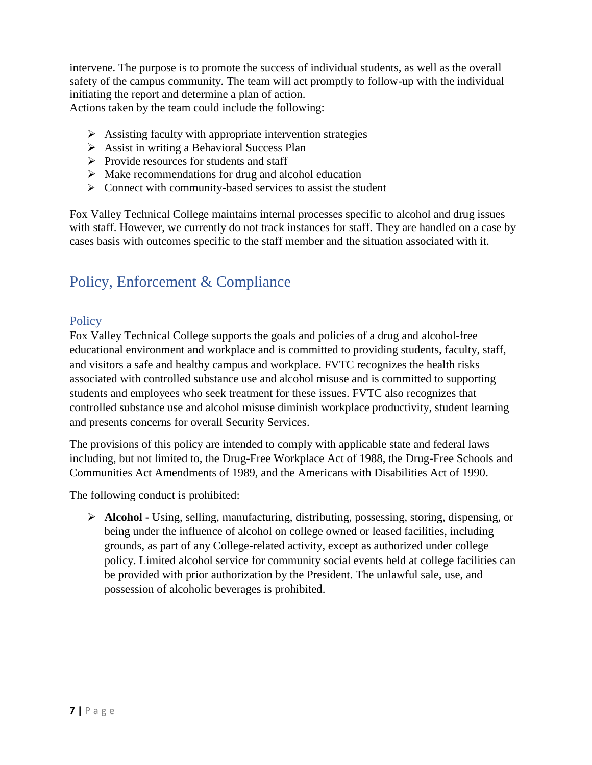intervene. The purpose is to promote the success of individual students, as well as the overall safety of the campus community. The team will act promptly to follow-up with the individual initiating the report and determine a plan of action.
Actions taken by the team could include the following:

- Assisting faculty with appropriate intervention strategies
- Assist in writing a Behavioral Success Plan
- Provide resources for students and staff
- Make recommendations for drug and alcohol education
- Connect with community-based services to assist the student

Fox Valley Technical College maintains internal processes specific to alcohol and drug issues with staff. However, we currently do not track instances for staff. They are handled on a case by cases basis with outcomes specific to the staff member and the situation associated with it.

# Policy, Enforcement & Compliance

## Policy

Fox Valley Technical College supports the goals and policies of a drug and alcohol-free educational environment and workplace and is committed to providing students, faculty, staff, and visitors a safe and healthy campus and workplace. FVTC recognizes the health risks associated with controlled substance use and alcohol misuse and is committed to supporting students and employees who seek treatment for these issues. FVTC also recognizes that controlled substance use and alcohol misuse diminish workplace productivity, student learning and presents concerns for overall Security Services.

The provisions of this policy are intended to comply with applicable state and federal laws including, but not limited to, the Drug-Free Workplace Act of 1988, the Drug-Free Schools and Communities Act Amendments of 1989, and the Americans with Disabilities Act of 1990.

The following conduct is prohibited:

- **Alcohol -** Using, selling, manufacturing, distributing, possessing, storing, dispensing, or being under the influence of alcohol on college owned or leased facilities, including grounds, as part of any College-related activity, except as authorized under college policy. Limited alcohol service for community social events held at college facilities can be provided with prior authorization by the President. The unlawful sale, use, and possession of alcoholic beverages is prohibited.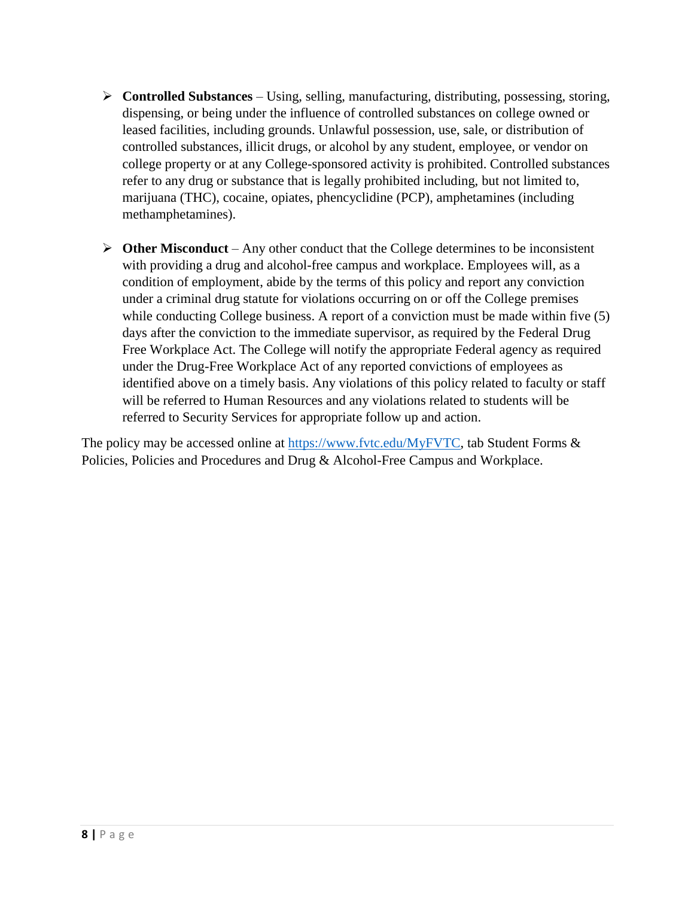- **Controlled Substances** – Using, selling, manufacturing, distributing, possessing, storing, dispensing, or being under the influence of controlled substances on college owned or leased facilities, including grounds. Unlawful possession, use, sale, or distribution of controlled substances, illicit drugs, or alcohol by any student, employee, or vendor on college property or at any College-sponsored activity is prohibited. Controlled substances refer to any drug or substance that is legally prohibited including, but not limited to, marijuana (THC), cocaine, opiates, phencyclidine (PCP), amphetamines (including methamphetamines).

- **Other Misconduct** – Any other conduct that the College determines to be inconsistent with providing a drug and alcohol-free campus and workplace. Employees will, as a condition of employment, abide by the terms of this policy and report any conviction under a criminal drug statute for violations occurring on or off the College premises while conducting College business. A report of a conviction must be made within five (5) days after the conviction to the immediate supervisor, as required by the Federal Drug Free Workplace Act. The College will notify the appropriate Federal agency as required under the Drug-Free Workplace Act of any reported convictions of employees as identified above on a timely basis. Any violations of this policy related to faculty or staff will be referred to Human Resources and any violations related to students will be referred to Security Services for appropriate follow up and action.

The policy may be accessed online at [https://www.fvtc.edu/MyFVTC](https://www.fvtc.edu/MyFVTC), tab Student Forms & Policies, Policies and Procedures and Drug & Alcohol-Free Campus and Workplace.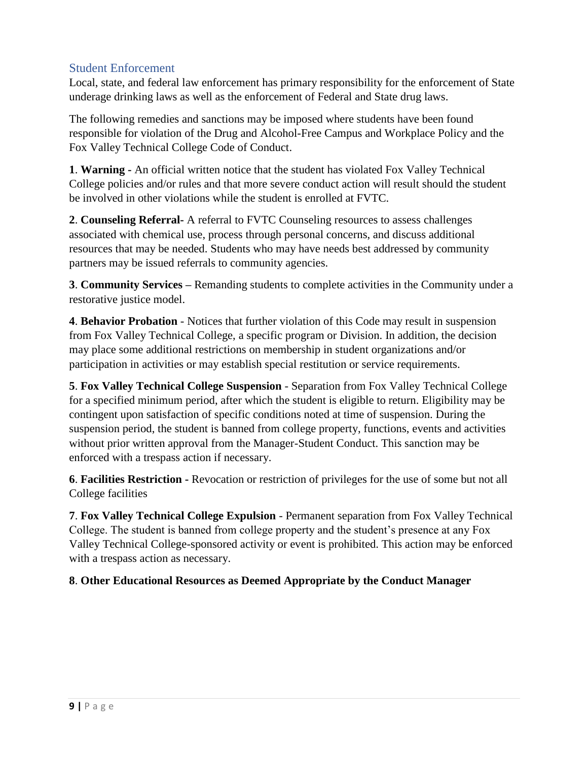## Student Enforcement

Local, state, and federal law enforcement has primary responsibility for the enforcement of State underage drinking laws as well as the enforcement of Federal and State drug laws.

The following remedies and sanctions may be imposed where students have been found responsible for violation of the Drug and Alcohol-Free Campus and Workplace Policy and the Fox Valley Technical College Code of Conduct.

**1**. **Warning -** An official written notice that the student has violated Fox Valley Technical College policies and/or rules and that more severe conduct action will result should the student be involved in other violations while the student is enrolled at FVTC.

**2**. **Counseling Referral**- A referral to FVTC Counseling resources to assess challenges associated with chemical use, process through personal concerns, and discuss additional resources that may be needed. Students who may have needs best addressed by community partners may be issued referrals to community agencies.

**3**. **Community Services –** Remanding students to complete activities in the Community under a restorative justice model.

**4**. **Behavior Probation** - Notices that further violation of this Code may result in suspension from Fox Valley Technical College, a specific program or Division. In addition, the decision may place some additional restrictions on membership in student organizations and/or participation in activities or may establish special restitution or service requirements.

**5**. **Fox Valley Technical College Suspension** - Separation from Fox Valley Technical College for a specified minimum period, after which the student is eligible to return. Eligibility may be contingent upon satisfaction of specific conditions noted at time of suspension. During the suspension period, the student is banned from college property, functions, events and activities without prior written approval from the Manager-Student Conduct. This sanction may be enforced with a trespass action if necessary.

**6**. **Facilities Restriction -** Revocation or restriction of privileges for the use of some but not all College facilities

**7**. **Fox Valley Technical College Expulsion** - Permanent separation from Fox Valley Technical College. The student is banned from college property and the student's presence at any Fox Valley Technical College-sponsored activity or event is prohibited. This action may be enforced with a trespass action as necessary.

**8**. **Other Educational Resources as Deemed Appropriate by the Conduct Manager**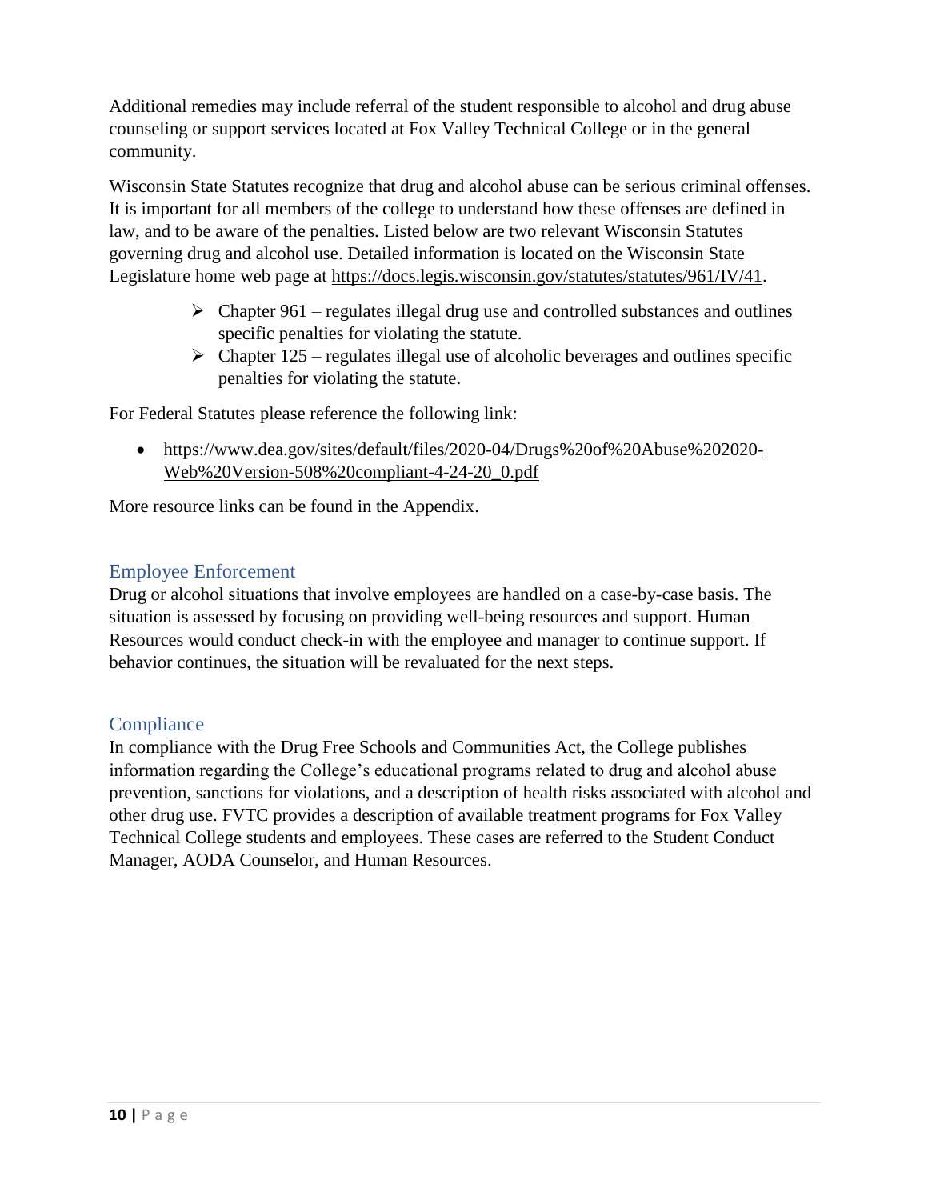Additional remedies may include referral of the student responsible to alcohol and drug abuse counseling or support services located at Fox Valley Technical College or in the general community.

Wisconsin State Statutes recognize that drug and alcohol abuse can be serious criminal offenses. It is important for all members of the college to understand how these offenses are defined in law, and to be aware of the penalties. Listed below are two relevant Wisconsin Statutes governing drug and alcohol use. Detailed information is located on the Wisconsin State Legislature home web page at https://docs.legis.wisconsin.gov/statutes/statutes/961/IV/41.

- Chapter 961 – regulates illegal drug use and controlled substances and outlines specific penalties for violating the statute.
- Chapter 125 – regulates illegal use of alcoholic beverages and outlines specific penalties for violating the statute.

For Federal Statutes please reference the following link:

- https://www.dea.gov/sites/default/files/2020-04/Drugs%20of%20Abuse%202020-Web%20Version-508%20compliant-4-24-20_0.pdf

More resource links can be found in the Appendix.

## Employee Enforcement

Drug or alcohol situations that involve employees are handled on a case-by-case basis. The situation is assessed by focusing on providing well-being resources and support. Human Resources would conduct check-in with the employee and manager to continue support. If behavior continues, the situation will be revaluated for the next steps.

## Compliance

In compliance with the Drug Free Schools and Communities Act, the College publishes information regarding the College's educational programs related to drug and alcohol abuse prevention, sanctions for violations, and a description of health risks associated with alcohol and other drug use. FVTC provides a description of available treatment programs for Fox Valley Technical College students and employees. These cases are referred to the Student Conduct Manager, AODA Counselor, and Human Resources.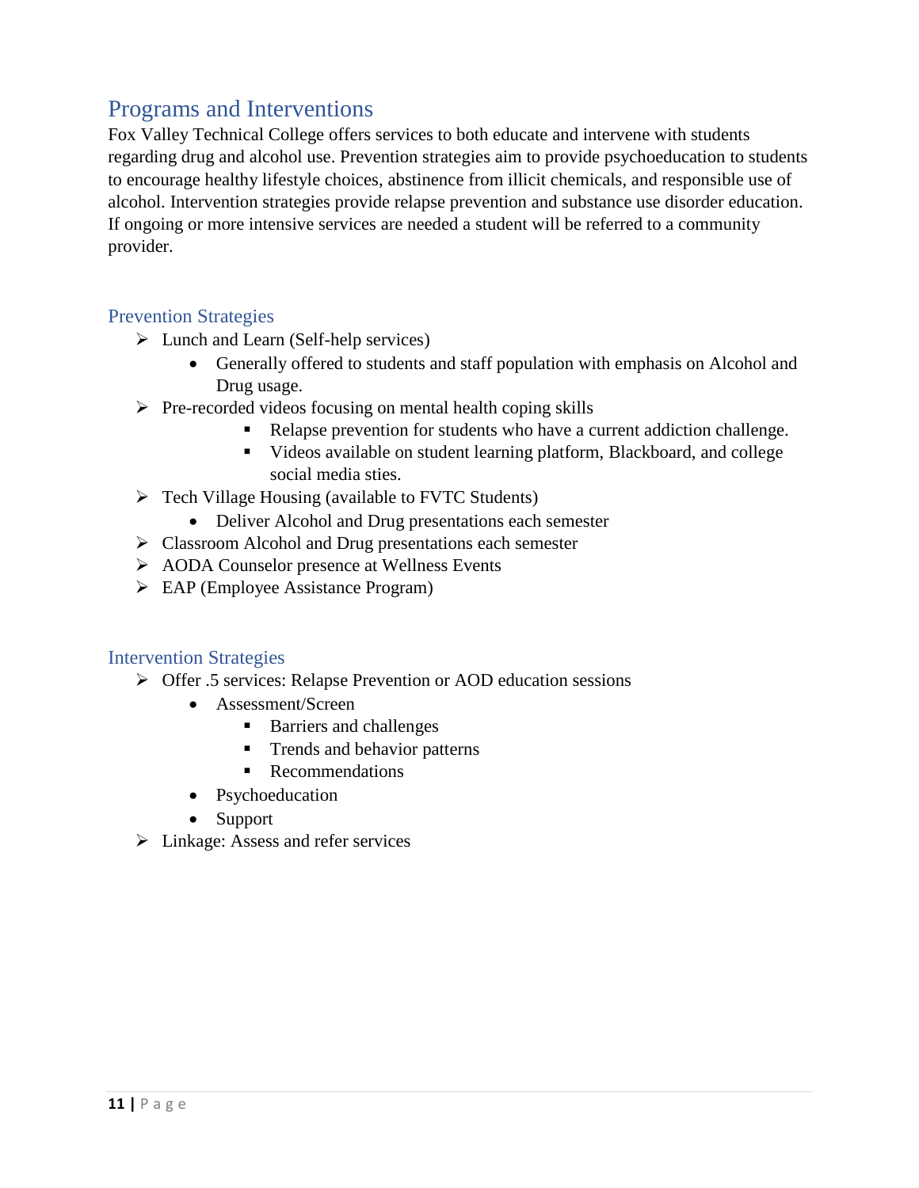## Programs and Interventions

Fox Valley Technical College offers services to both educate and intervene with students regarding drug and alcohol use. Prevention strategies aim to provide psychoeducation to students to encourage healthy lifestyle choices, abstinence from illicit chemicals, and responsible use of alcohol. Intervention strategies provide relapse prevention and substance use disorder education. If ongoing or more intensive services are needed a student will be referred to a community provider.

### Prevention Strategies

- Lunch and Learn (Self-help services)
  - Generally offered to students and staff population with emphasis on Alcohol and Drug usage.
- Pre-recorded videos focusing on mental health coping skills
  - Relapse prevention for students who have a current addiction challenge.
  - Videos available on student learning platform, Blackboard, and college social media sties.
- Tech Village Housing (available to FVTC Students)
  - Deliver Alcohol and Drug presentations each semester
- Classroom Alcohol and Drug presentations each semester
- AODA Counselor presence at Wellness Events
- EAP (Employee Assistance Program)

### Intervention Strategies

- Offer .5 services: Relapse Prevention or AOD education sessions
  - Assessment/Screen
    - Barriers and challenges
    - Trends and behavior patterns
    - Recommendations
  - Psychoeducation
  - Support
- Linkage: Assess and refer services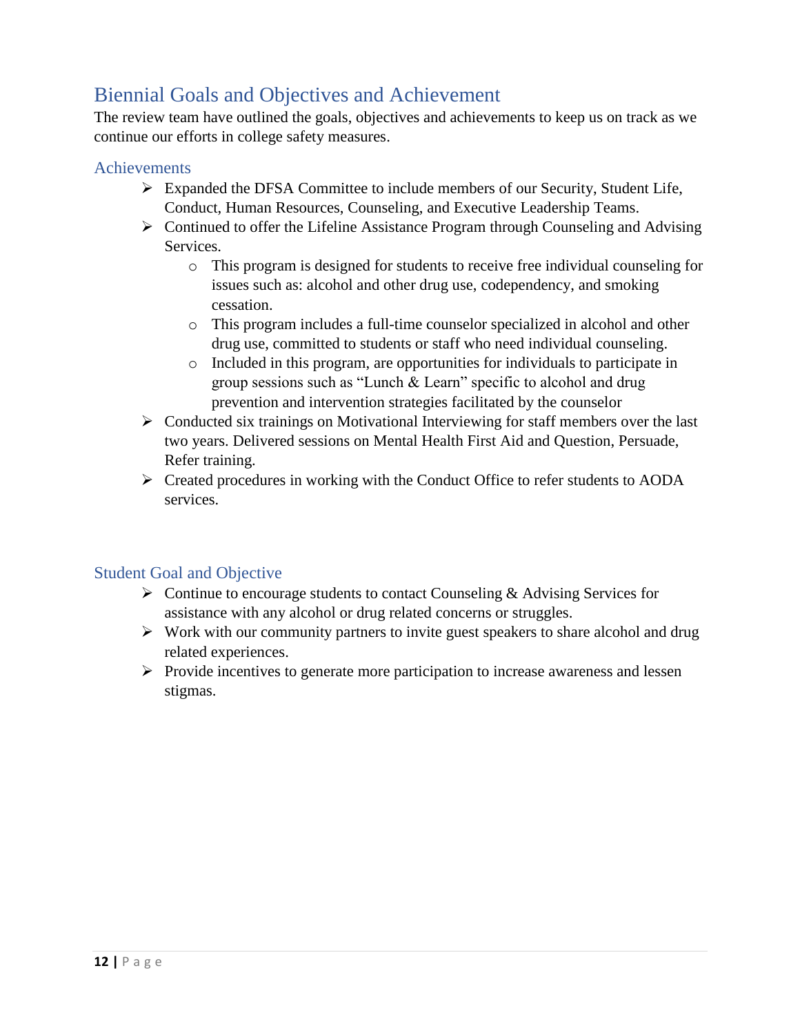## Biennial Goals and Objectives and Achievement

The review team have outlined the goals, objectives and achievements to keep us on track as we continue our efforts in college safety measures.

### Achievements

- Expanded the DFSA Committee to include members of our Security, Student Life, Conduct, Human Resources, Counseling, and Executive Leadership Teams.
- Continued to offer the Lifeline Assistance Program through Counseling and Advising Services.
  - This program is designed for students to receive free individual counseling for issues such as: alcohol and other drug use, codependency, and smoking cessation.
  - This program includes a full-time counselor specialized in alcohol and other drug use, committed to students or staff who need individual counseling.
  - Included in this program, are opportunities for individuals to participate in group sessions such as "Lunch & Learn" specific to alcohol and drug prevention and intervention strategies facilitated by the counselor
- Conducted six trainings on Motivational Interviewing for staff members over the last two years. Delivered sessions on Mental Health First Aid and Question, Persuade, Refer training.
- Created procedures in working with the Conduct Office to refer students to AODA services.

### Student Goal and Objective

- Continue to encourage students to contact Counseling & Advising Services for assistance with any alcohol or drug related concerns or struggles.
- Work with our community partners to invite guest speakers to share alcohol and drug related experiences.
- Provide incentives to generate more participation to increase awareness and lessen stigmas.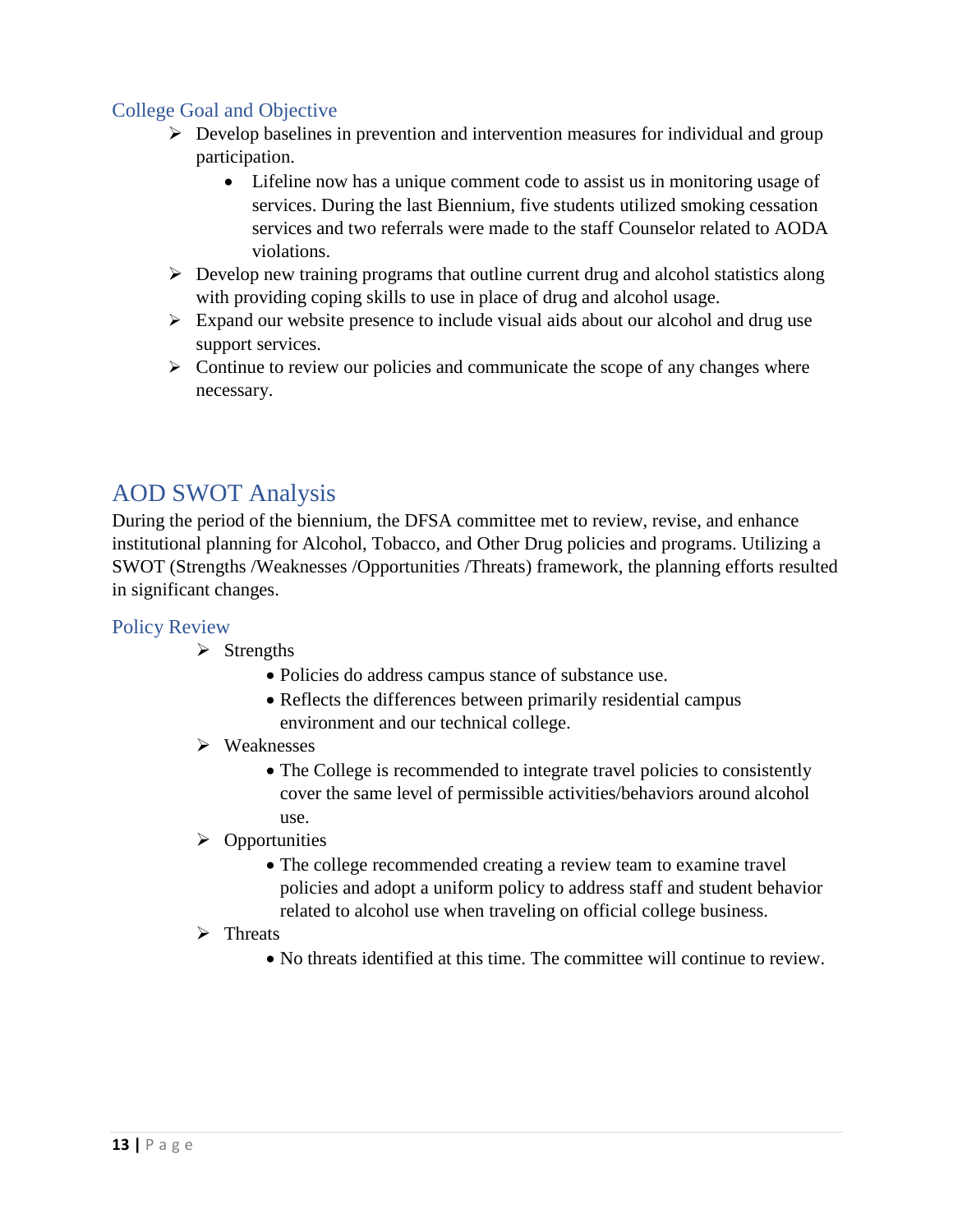### College Goal and Objective

- Develop baselines in prevention and intervention measures for individual and group participation.
  - Lifeline now has a unique comment code to assist us in monitoring usage of services. During the last Biennium, five students utilized smoking cessation services and two referrals were made to the staff Counselor related to AODA violations.
- Develop new training programs that outline current drug and alcohol statistics along with providing coping skills to use in place of drug and alcohol usage.
- Expand our website presence to include visual aids about our alcohol and drug use support services.
- Continue to review our policies and communicate the scope of any changes where necessary.

## AOD SWOT Analysis

During the period of the biennium, the DFSA committee met to review, revise, and enhance institutional planning for Alcohol, Tobacco, and Other Drug policies and programs. Utilizing a SWOT (Strengths /Weaknesses /Opportunities /Threats) framework, the planning efforts resulted in significant changes.

### Policy Review

- Strengths
  - Policies do address campus stance of substance use.
  - Reflects the differences between primarily residential campus environment and our technical college.
- Weaknesses
  - The College is recommended to integrate travel policies to consistently cover the same level of permissible activities/behaviors around alcohol use.
- Opportunities
  - The college recommended creating a review team to examine travel policies and adopt a uniform policy to address staff and student behavior related to alcohol use when traveling on official college business.
- Threats
  - No threats identified at this time. The committee will continue to review.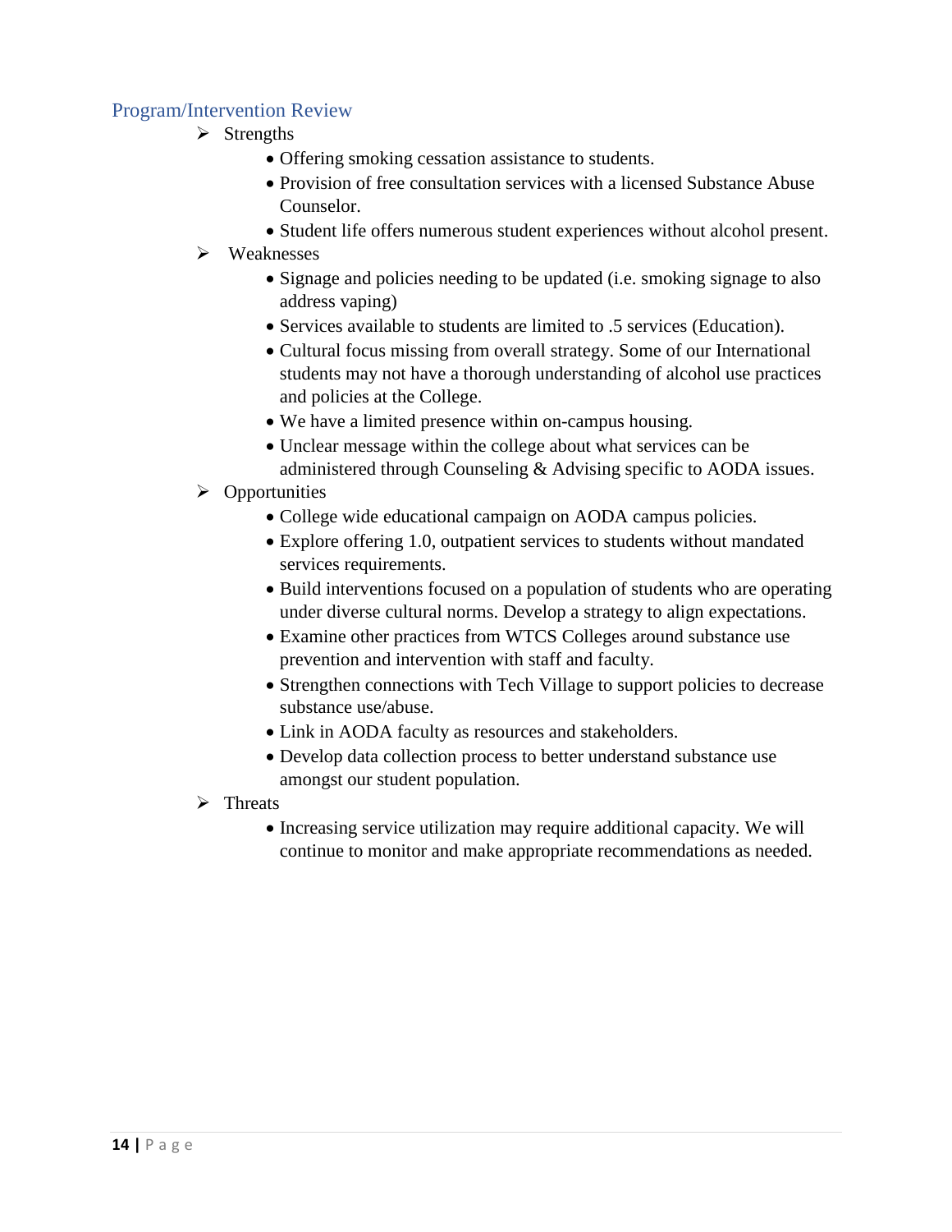## Program/Intervention Review

- Strengths
  - Offering smoking cessation assistance to students.
  - Provision of free consultation services with a licensed Substance Abuse Counselor.
  - Student life offers numerous student experiences without alcohol present.
- Weaknesses
  - Signage and policies needing to be updated (i.e. smoking signage to also address vaping)
  - Services available to students are limited to .5 services (Education).
  - Cultural focus missing from overall strategy. Some of our International students may not have a thorough understanding of alcohol use practices and policies at the College.
  - We have a limited presence within on-campus housing.
  - Unclear message within the college about what services can be administered through Counseling & Advising specific to AODA issues.
- Opportunities
  - College wide educational campaign on AODA campus policies.
  - Explore offering 1.0, outpatient services to students without mandated services requirements.
  - Build interventions focused on a population of students who are operating under diverse cultural norms. Develop a strategy to align expectations.
  - Examine other practices from WTCS Colleges around substance use prevention and intervention with staff and faculty.
  - Strengthen connections with Tech Village to support policies to decrease substance use/abuse.
  - Link in AODA faculty as resources and stakeholders.
  - Develop data collection process to better understand substance use amongst our student population.
- Threats
  - Increasing service utilization may require additional capacity. We will continue to monitor and make appropriate recommendations as needed.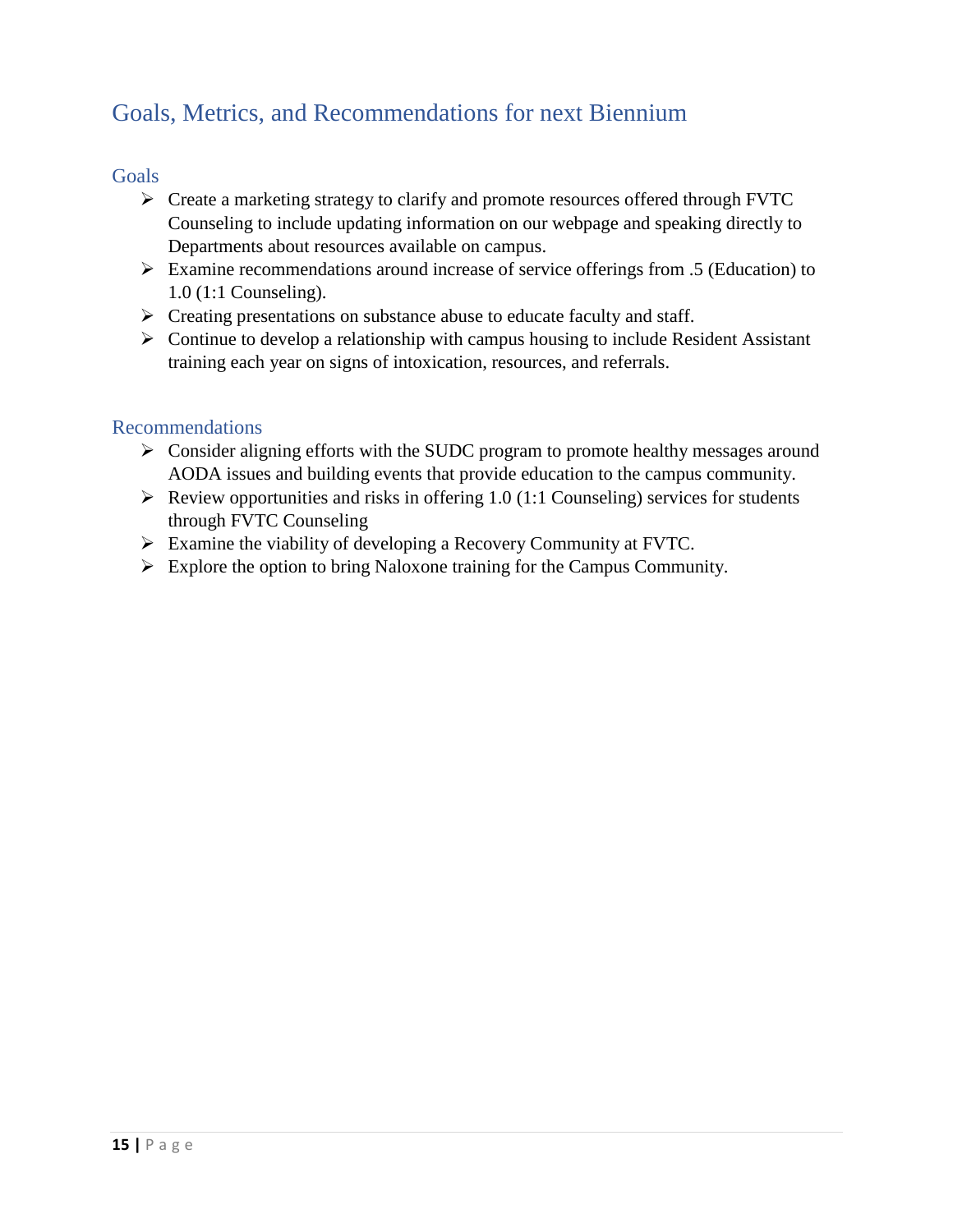## Goals, Metrics, and Recommendations for next Biennium

### Goals

- Create a marketing strategy to clarify and promote resources offered through FVTC Counseling to include updating information on our webpage and speaking directly to Departments about resources available on campus.
- Examine recommendations around increase of service offerings from .5 (Education) to 1.0 (1:1 Counseling).
- Creating presentations on substance abuse to educate faculty and staff.
- Continue to develop a relationship with campus housing to include Resident Assistant training each year on signs of intoxication, resources, and referrals.

### Recommendations

- Consider aligning efforts with the SUDC program to promote healthy messages around AODA issues and building events that provide education to the campus community.
- Review opportunities and risks in offering 1.0 (1:1 Counseling) services for students through FVTC Counseling
- Examine the viability of developing a Recovery Community at FVTC.
- Explore the option to bring Naloxone training for the Campus Community.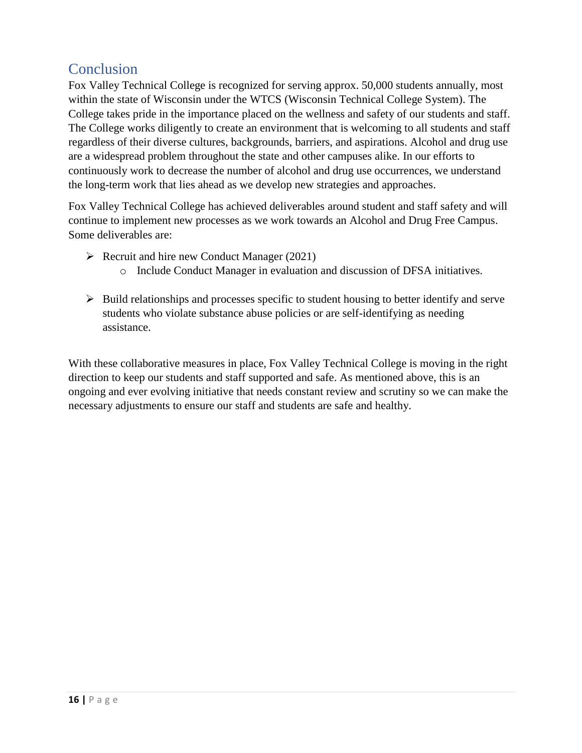## Conclusion

Fox Valley Technical College is recognized for serving approx. 50,000 students annually, most within the state of Wisconsin under the WTCS (Wisconsin Technical College System). The College takes pride in the importance placed on the wellness and safety of our students and staff. The College works diligently to create an environment that is welcoming to all students and staff regardless of their diverse cultures, backgrounds, barriers, and aspirations. Alcohol and drug use are a widespread problem throughout the state and other campuses alike. In our efforts to continuously work to decrease the number of alcohol and drug use occurrences, we understand the long-term work that lies ahead as we develop new strategies and approaches.

Fox Valley Technical College has achieved deliverables around student and staff safety and will continue to implement new processes as we work towards an Alcohol and Drug Free Campus. Some deliverables are:

- Recruit and hire new Conduct Manager (2021)
  - Include Conduct Manager in evaluation and discussion of DFSA initiatives.
- Build relationships and processes specific to student housing to better identify and serve students who violate substance abuse policies or are self-identifying as needing assistance.

With these collaborative measures in place, Fox Valley Technical College is moving in the right direction to keep our students and staff supported and safe. As mentioned above, this is an ongoing and ever evolving initiative that needs constant review and scrutiny so we can make the necessary adjustments to ensure our staff and students are safe and healthy.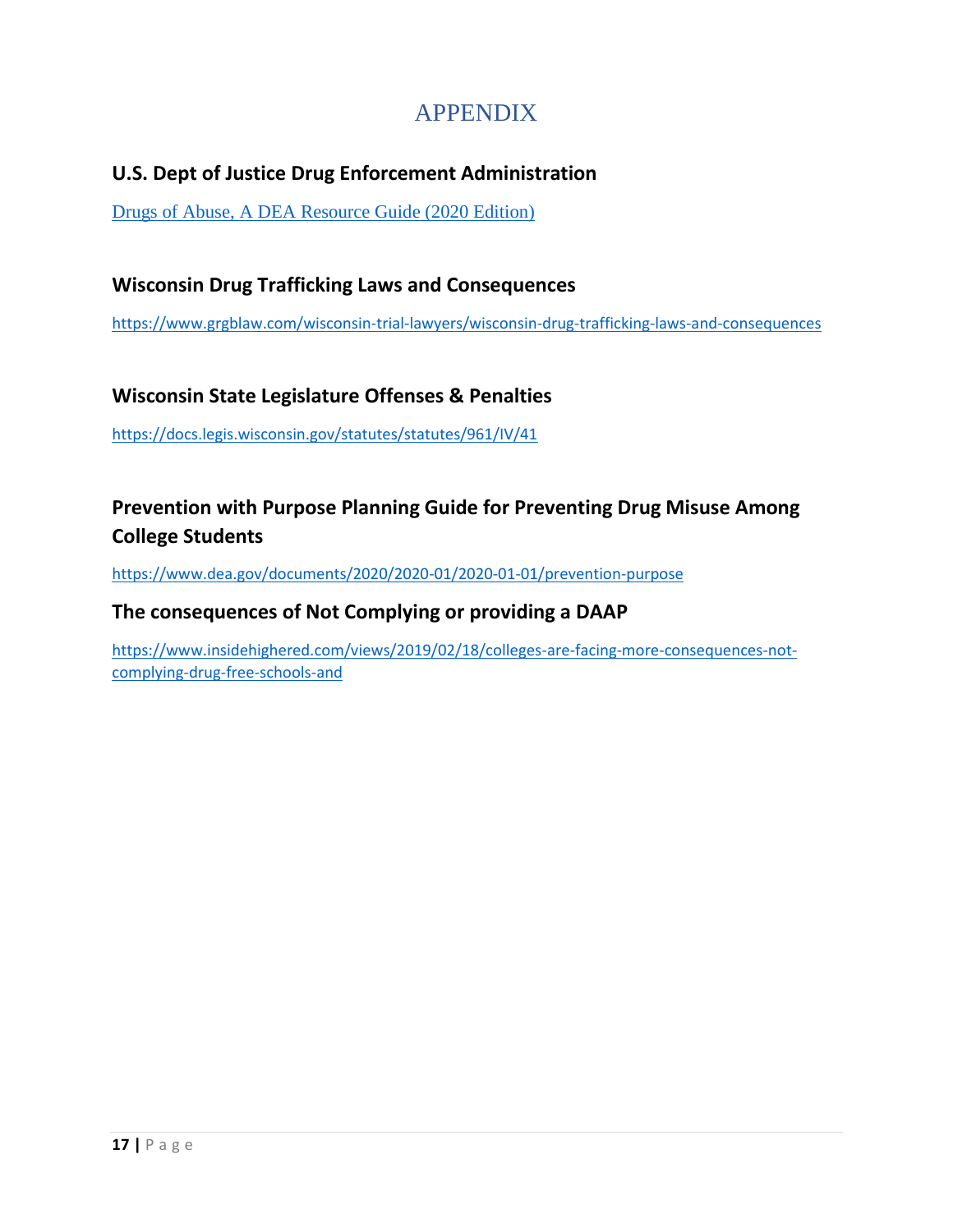# APPENDIX

## U.S. Dept of Justice Drug Enforcement Administration

[Drugs of Abuse, A DEA Resource Guide (2020 Edition)]

## Wisconsin Drug Trafficking Laws and Consequences

https://www.grgblaw.com/wisconsin-trial-lawyers/wisconsin-drug-trafficking-laws-and-consequences

## Wisconsin State Legislature Offenses & Penalties

https://docs.legis.wisconsin.gov/statutes/statutes/961/IV/41

## Prevention with Purpose Planning Guide for Preventing Drug Misuse Among College Students

https://www.dea.gov/documents/2020/2020-01/2020-01-01/prevention-purpose

## The consequences of Not Complying or providing a DAAP

https://www.insidehighered.com/views/2019/02/18/colleges-are-facing-more-consequences-not-complying-drug-free-schools-and